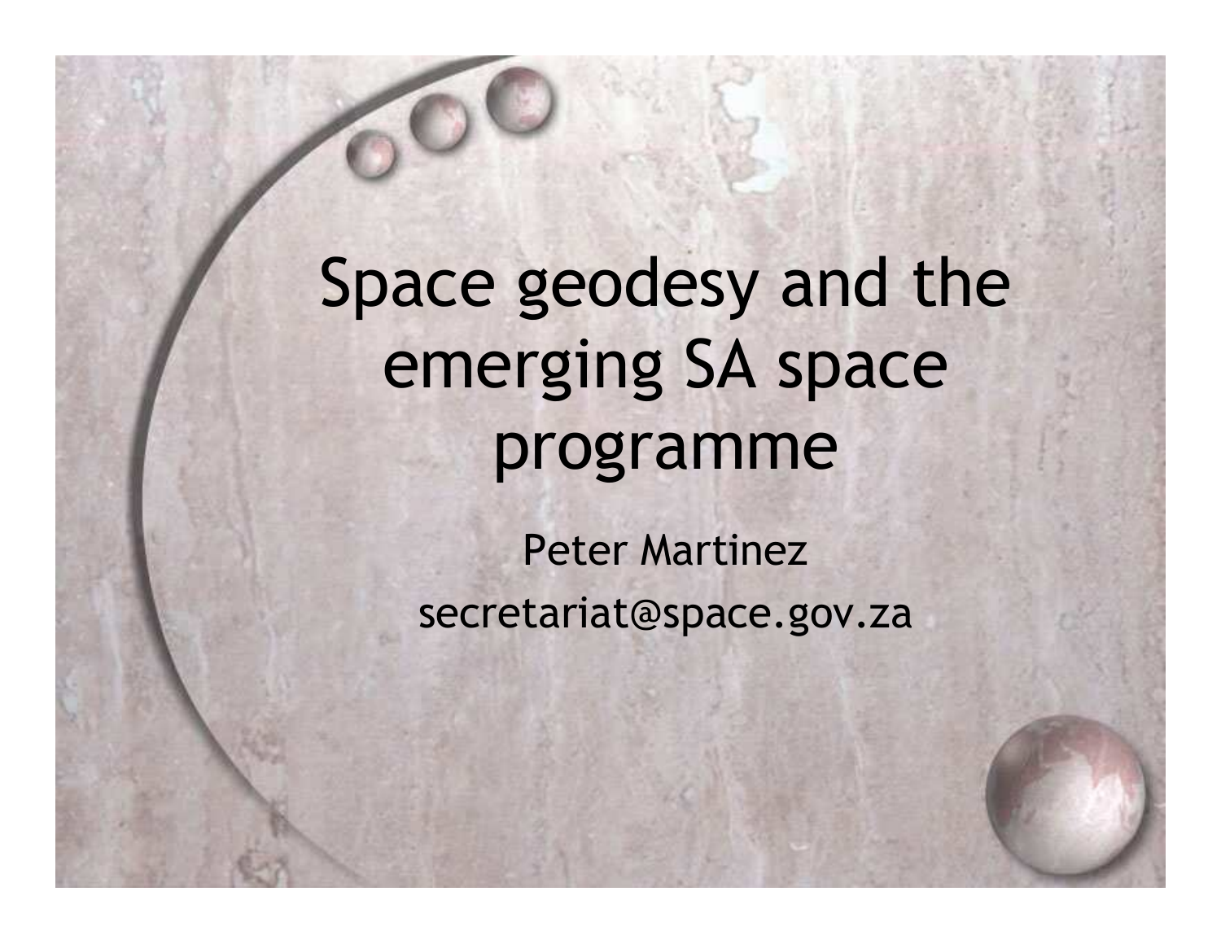# Space geodesy and the emerging SA space programme

Peter Martinez

secretariat@space.gov.za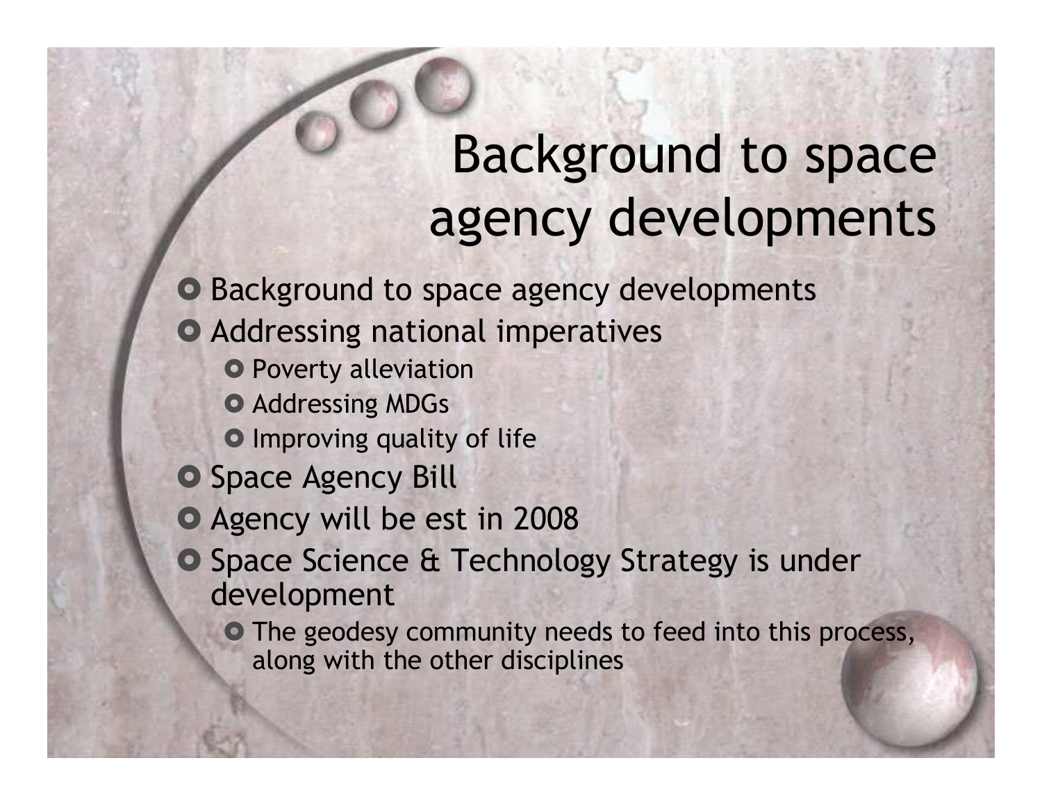# Background to space agency developments

- Background to space agency developments
- Addressing national imperatives
  - Poverty alleviation
  - Addressing MDGs
  - Improving quality of life
- Space Agency Bill
- Agency will be est in 2008
- Space Science & Technology Strategy is under development
  - The geodesy community needs to feed into this process, along with the other disciplines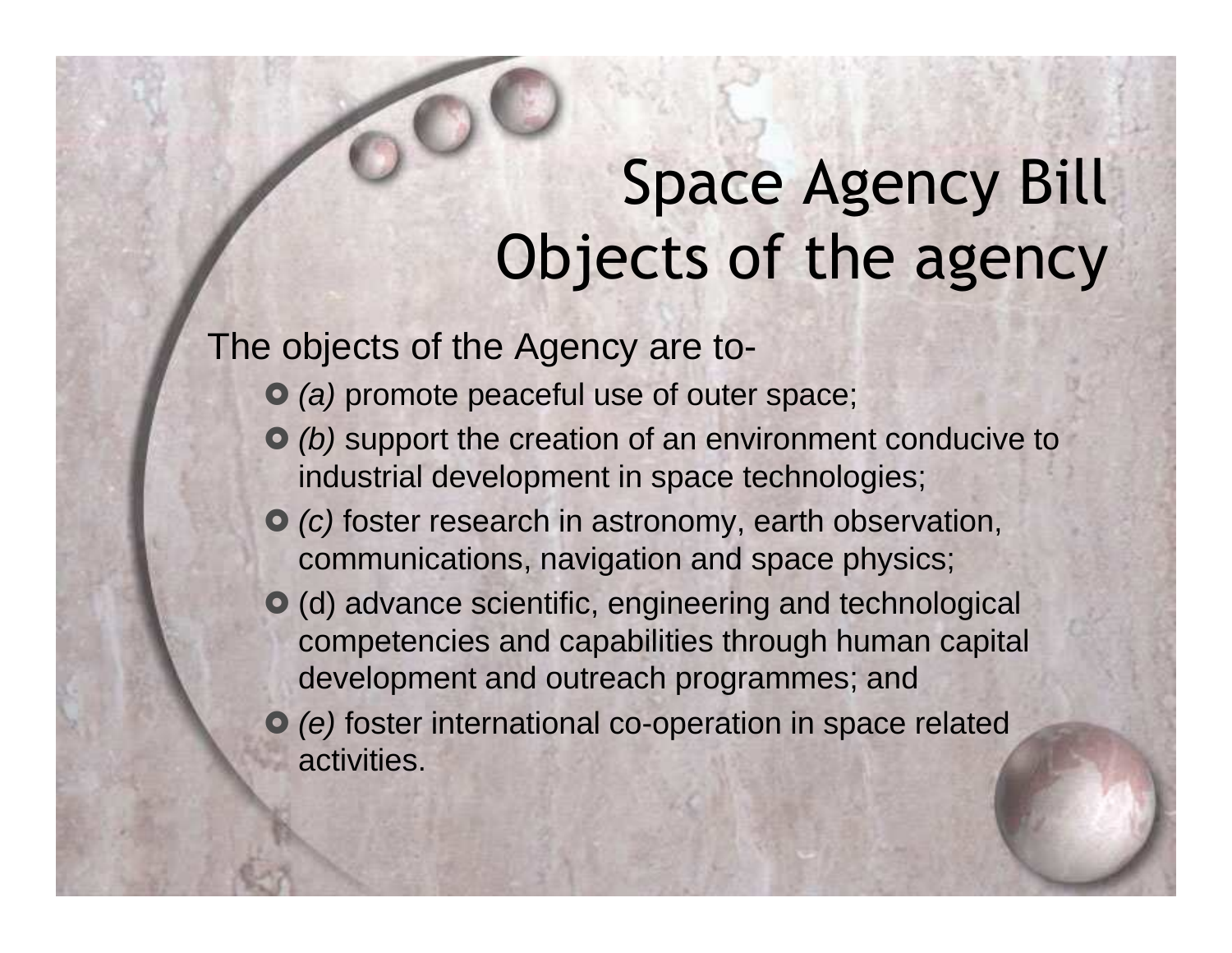# Space Agency Bill
# Objects of the agency

The objects of the Agency are to-

- *(a)* promote peaceful use of outer space;
- *(b)* support the creation of an environment conducive to industrial development in space technologies;
- *(c)* foster research in astronomy, earth observation, communications, navigation and space physics;
- (d) advance scientific, engineering and technological competencies and capabilities through human capital development and outreach programmes; and
- *(e)* foster international co-operation in space related activities.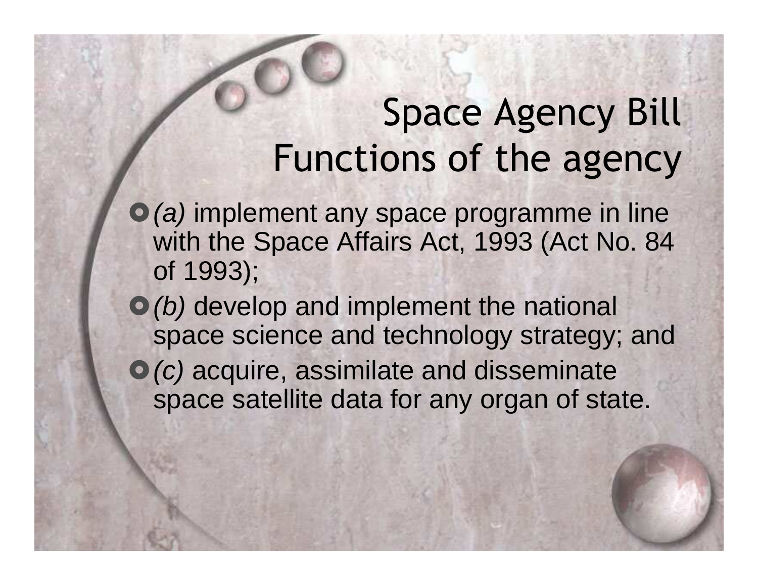# Space Agency Bill
## Functions of the agency

- *(a)* implement any space programme in line with the Space Affairs Act, 1993 (Act No. 84 of 1993);
- *(b)* develop and implement the national space science and technology strategy; and
- *(c)* acquire, assimilate and disseminate space satellite data for any organ of state.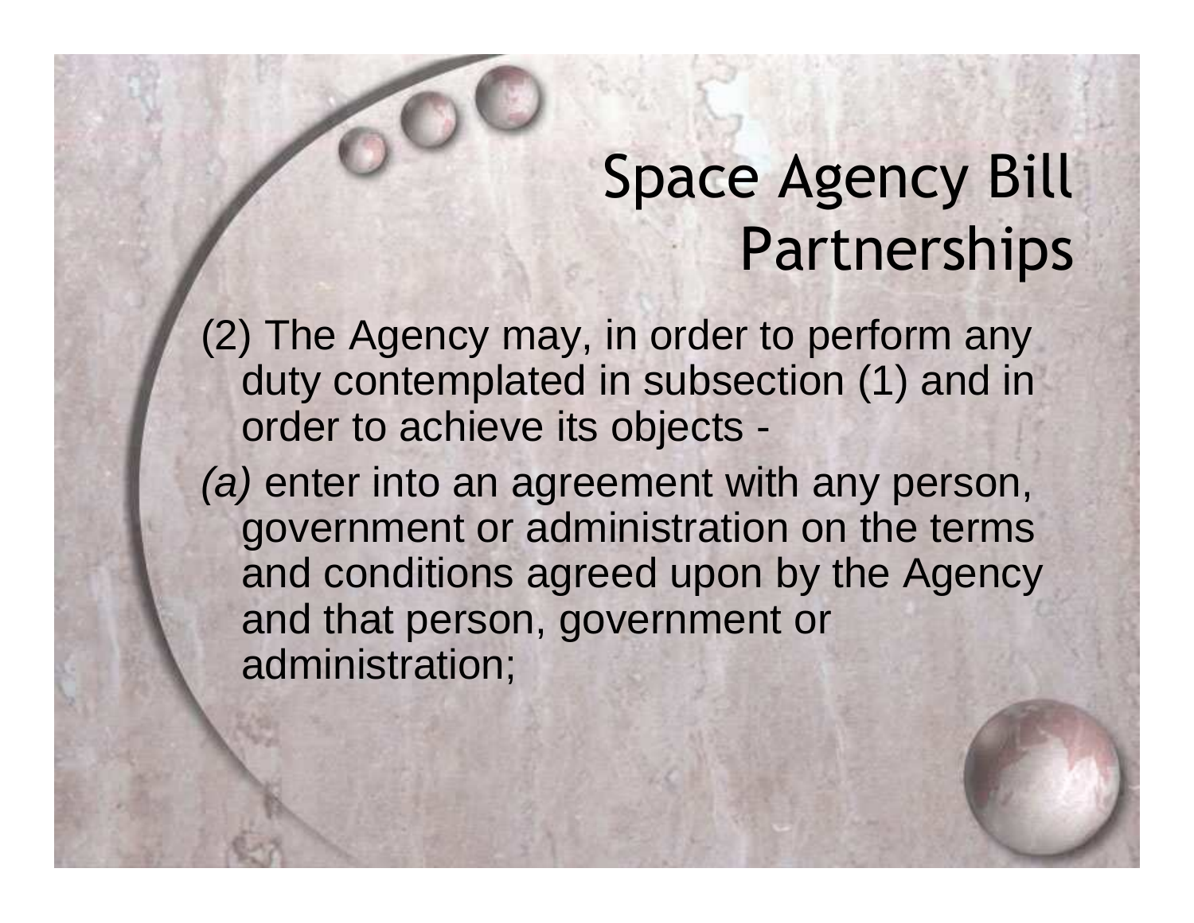# Space Agency Bill Partnerships

(2) The Agency may, in order to perform any duty contemplated in subsection (1) and in order to achieve its objects -

*(a)* enter into an agreement with any person, government or administration on the terms and conditions agreed upon by the Agency and that person, government or administration;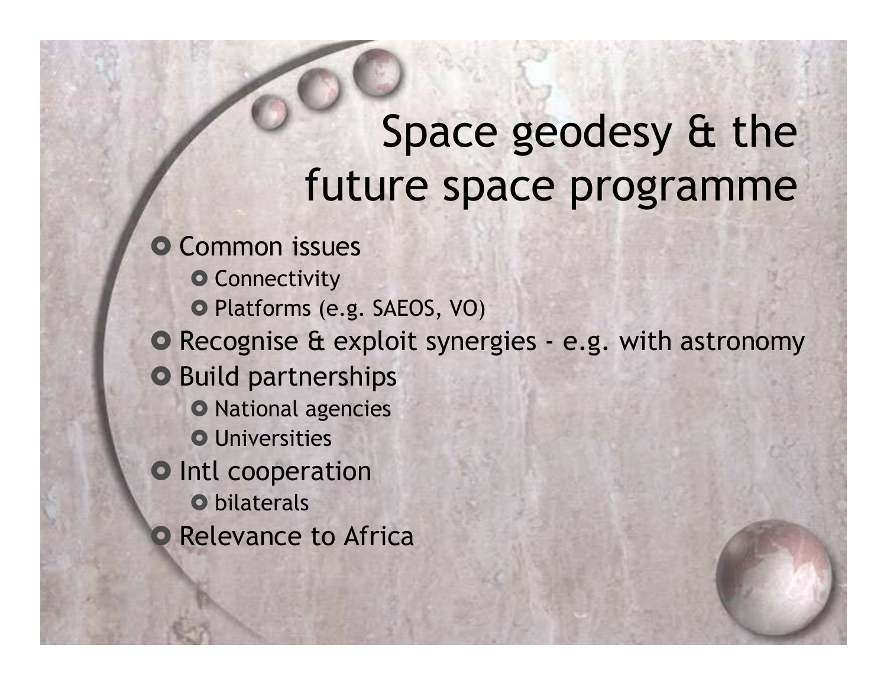# Space geodesy & the future space programme

- Common issues
  - Connectivity
  - Platforms (e.g. SAEOS, VO)
- Recognise & exploit synergies - e.g. with astronomy
- Build partnerships
  - National agencies
  - Universities
- Intl cooperation
  - bilaterals
- Relevance to Africa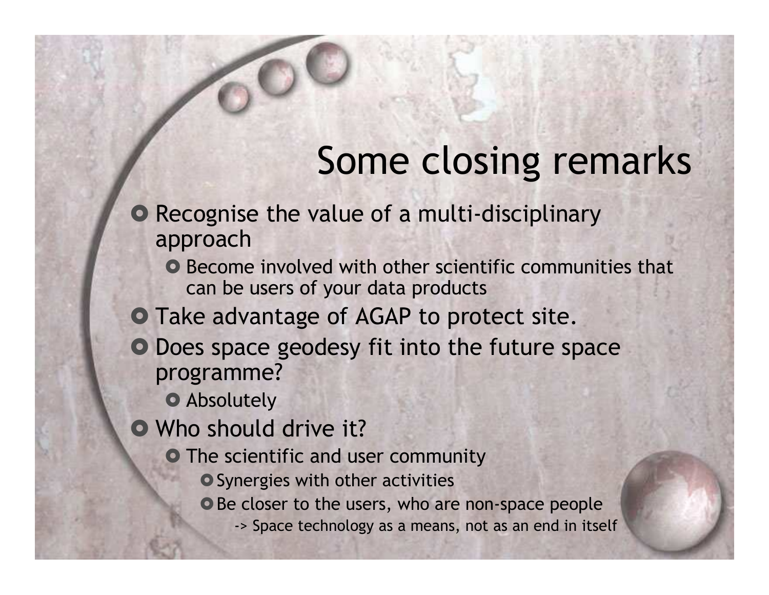# Some closing remarks

- Recognise the value of a multi-disciplinary approach
  - Become involved with other scientific communities that can be users of your data products
- Take advantage of AGAP to protect site.
- Does space geodesy fit into the future space programme?
  - Absolutely
- Who should drive it?
  - The scientific and user community
    - Synergies with other activities
    - Be closer to the users, who are non-space people
      - -> Space technology as a means, not as an end in itself